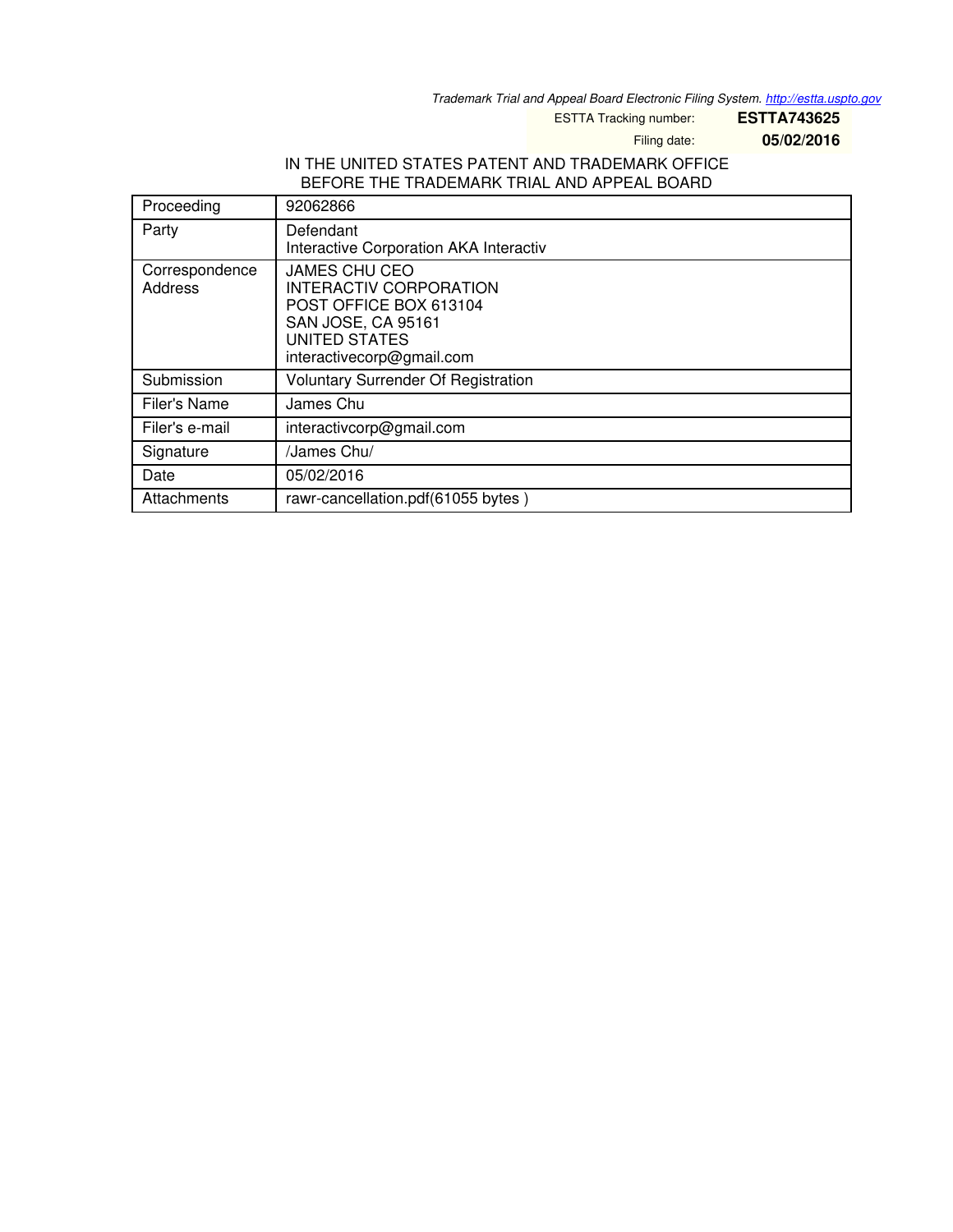*Trademark Trial and Appeal Board Electronic Filing System. http://estta.uspto.gov*

ESTTA Tracking number: **ESTTA743625**

Filing date: **05/02/2016**

IN THE UNITED STATES PATENT AND TRADEMARK OFFICE
BEFORE THE TRADEMARK TRIAL AND APPEAL BOARD

| | |
|---|---|
| Proceeding | 92062866 |
| Party | Defendant<br>Interactive Corporation AKA Interactiv |
| Correspondence Address | JAMES CHU CEO<br>INTERACTIV CORPORATION<br>POST OFFICE BOX 613104<br>SAN JOSE, CA 95161<br>UNITED STATES<br>interactivecorp@gmail.com |
| Submission | Voluntary Surrender Of Registration |
| Filer's Name | James Chu |
| Filer's e-mail | interactivcorp@gmail.com |
| Signature | /James Chu/ |
| Date | 05/02/2016 |
| Attachments | rawr-cancellation.pdf(61055 bytes ) |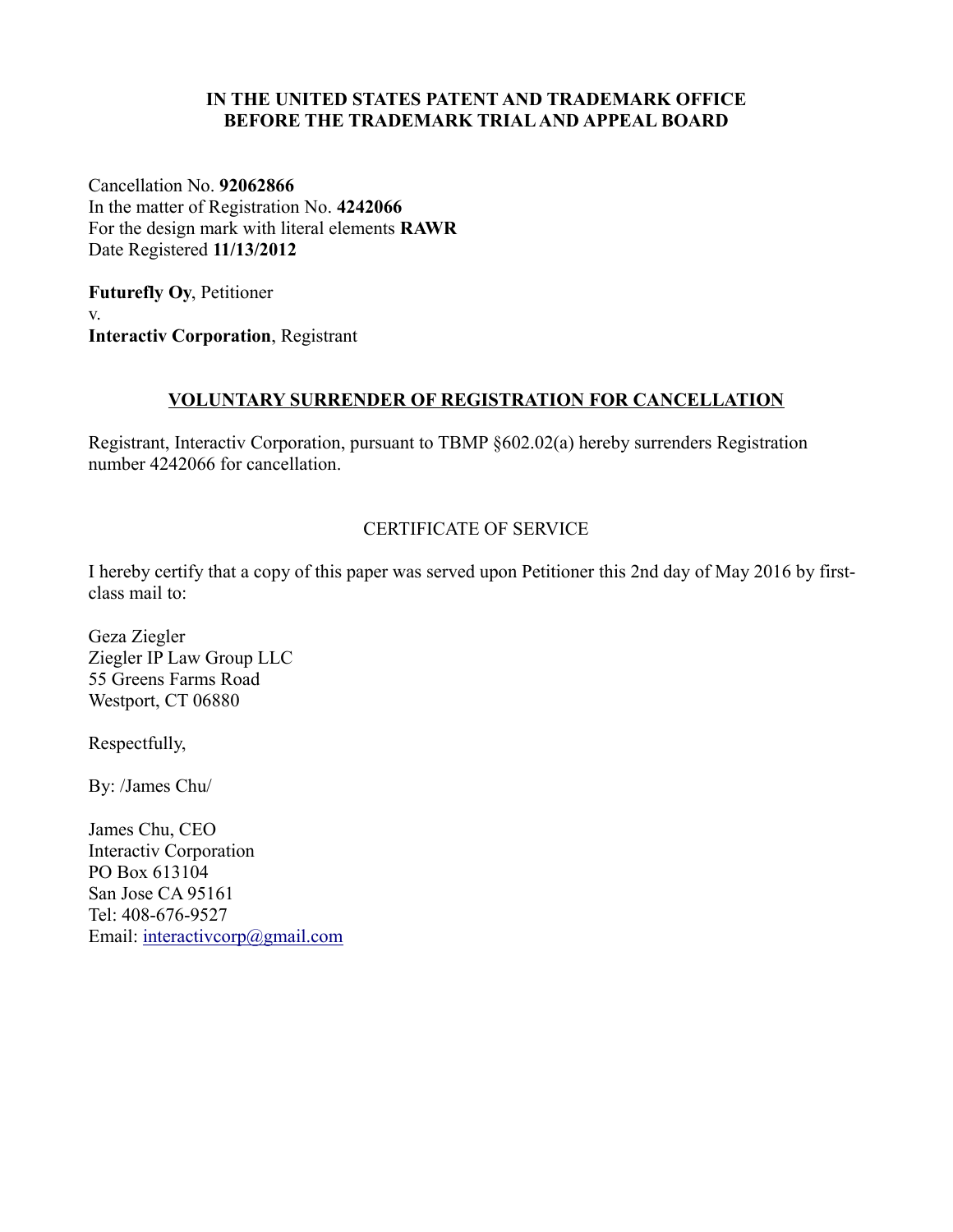**IN THE UNITED STATES PATENT AND TRADEMARK OFFICE**
**BEFORE THE TRADEMARK TRIAL AND APPEAL BOARD**

Cancellation No. **92062866**
In the matter of Registration No. **4242066**
For the design mark with literal elements **RAWR**
Date Registered **11/13/2012**

**Futurefly Oy**, Petitioner
v.
**Interactiv Corporation**, Registrant

## VOLUNTARY SURRENDER OF REGISTRATION FOR CANCELLATION

Registrant, Interactiv Corporation, pursuant to TBMP §602.02(a) hereby surrenders Registration number 4242066 for cancellation.

### CERTIFICATE OF SERVICE

I hereby certify that a copy of this paper was served upon Petitioner this 2nd day of May 2016 by first-class mail to:

Geza Ziegler
Ziegler IP Law Group LLC
55 Greens Farms Road
Westport, CT 06880

Respectfully,

By: /James Chu/

James Chu, CEO
Interactiv Corporation
PO Box 613104
San Jose CA 95161
Tel: 408-676-9527
Email: interactivcorp@gmail.com